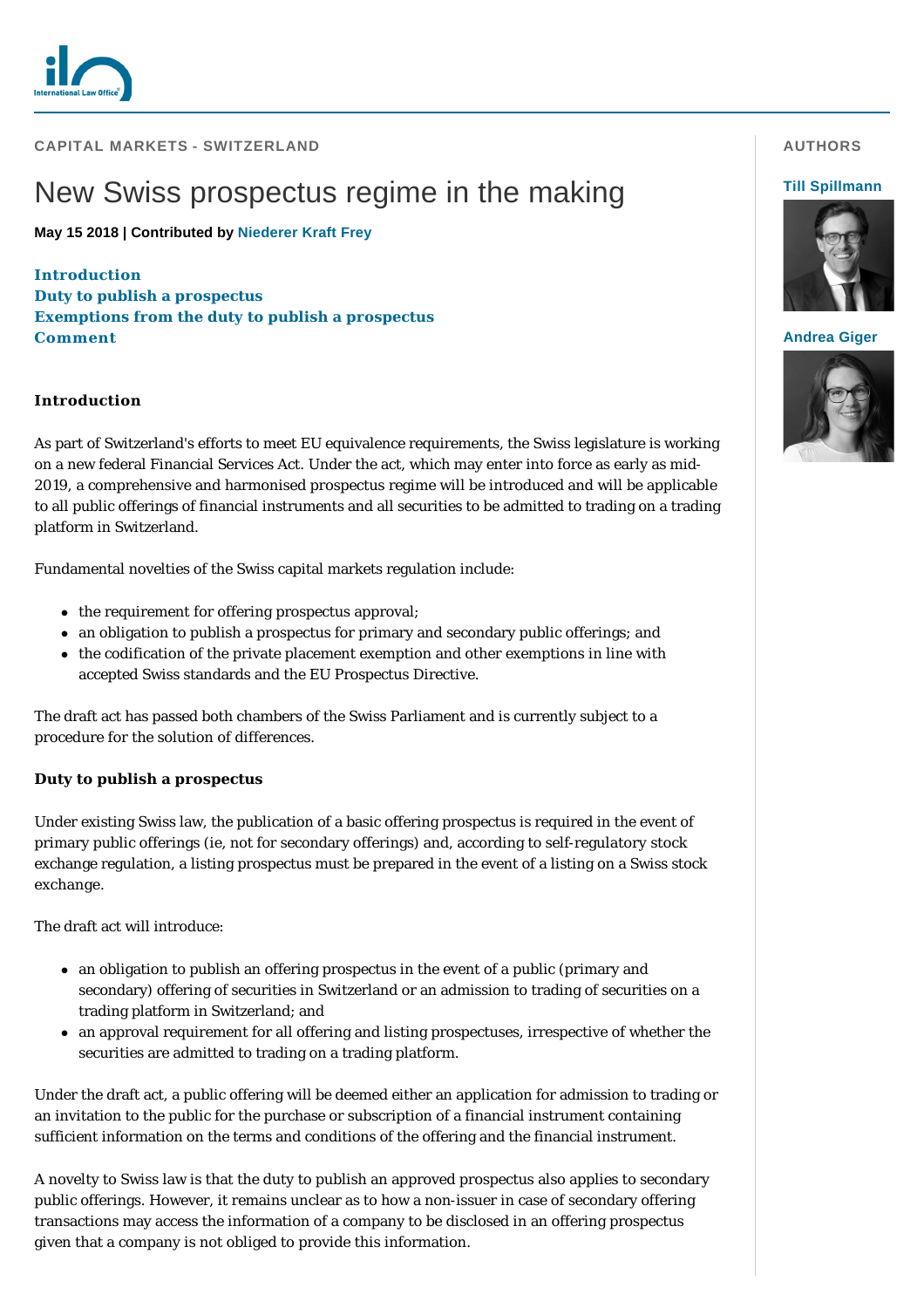CAPITAL MARKETS - SWITZERLAND

# New Swiss prospectus regime in the making

**May 15 2018 | Contributed by Niederer Kraft Frey**

**AUTHORS**

**Till Spillmann**

**Andrea Giger**

**Introduction**
**Duty to publish a prospectus**
**Exemptions from the duty to publish a prospectus**
**Comment**

## Introduction

As part of Switzerland's efforts to meet EU equivalence requirements, the Swiss legislature is working on a new federal Financial Services Act. Under the act, which may enter into force as early as mid-2019, a comprehensive and harmonised prospectus regime will be introduced and will be applicable to all public offerings of financial instruments and all securities to be admitted to trading on a trading platform in Switzerland.

Fundamental novelties of the Swiss capital markets regulation include:

- the requirement for offering prospectus approval;
- an obligation to publish a prospectus for primary and secondary public offerings; and
- the codification of the private placement exemption and other exemptions in line with accepted Swiss standards and the EU Prospectus Directive.

The draft act has passed both chambers of the Swiss Parliament and is currently subject to a procedure for the solution of differences.

## Duty to publish a prospectus

Under existing Swiss law, the publication of a basic offering prospectus is required in the event of primary public offerings (ie, not for secondary offerings) and, according to self-regulatory stock exchange regulation, a listing prospectus must be prepared in the event of a listing on a Swiss stock exchange.

The draft act will introduce:

- an obligation to publish an offering prospectus in the event of a public (primary and secondary) offering of securities in Switzerland or an admission to trading of securities on a trading platform in Switzerland; and
- an approval requirement for all offering and listing prospectuses, irrespective of whether the securities are admitted to trading on a trading platform.

Under the draft act, a public offering will be deemed either an application for admission to trading or an invitation to the public for the purchase or subscription of a financial instrument containing sufficient information on the terms and conditions of the offering and the financial instrument.

A novelty to Swiss law is that the duty to publish an approved prospectus also applies to secondary public offerings. However, it remains unclear as to how a non-issuer in case of secondary offering transactions may access the information of a company to be disclosed in an offering prospectus given that a company is not obliged to provide this information.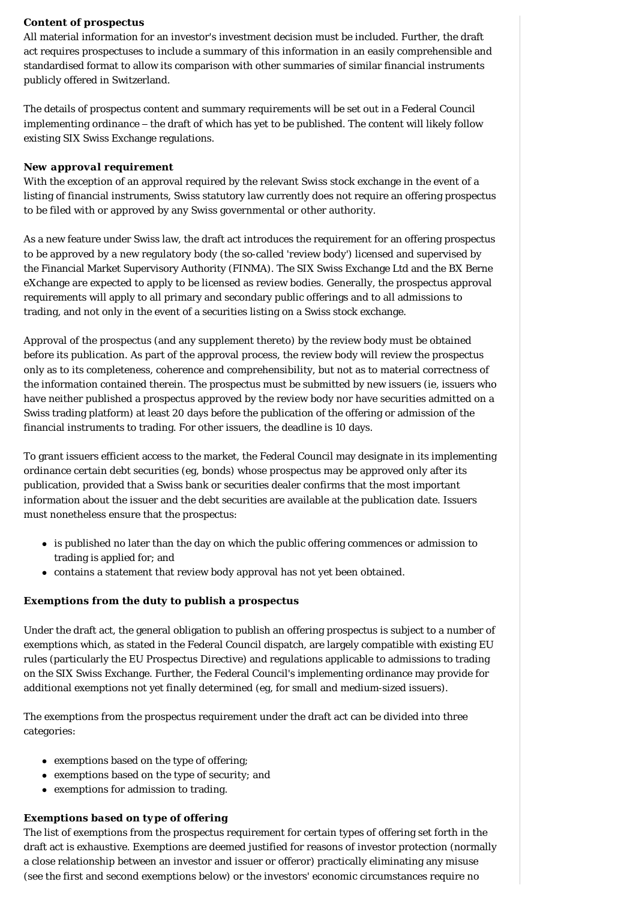**Content of prospectus**

All material information for an investor's investment decision must be included. Further, the draft act requires prospectuses to include a summary of this information in an easily comprehensible and standardised format to allow its comparison with other summaries of similar financial instruments publicly offered in Switzerland.

The details of prospectus content and summary requirements will be set out in a Federal Council implementing ordinance – the draft of which has yet to be published. The content will likely follow existing SIX Swiss Exchange regulations.

**New approval requirement**

With the exception of an approval required by the relevant Swiss stock exchange in the event of a listing of financial instruments, Swiss statutory law currently does not require an offering prospectus to be filed with or approved by any Swiss governmental or other authority.

As a new feature under Swiss law, the draft act introduces the requirement for an offering prospectus to be approved by a new regulatory body (the so-called 'review body') licensed and supervised by the Financial Market Supervisory Authority (FINMA). The SIX Swiss Exchange Ltd and the BX Berne eXchange are expected to apply to be licensed as review bodies. Generally, the prospectus approval requirements will apply to all primary and secondary public offerings and to all admissions to trading, and not only in the event of a securities listing on a Swiss stock exchange.

Approval of the prospectus (and any supplement thereto) by the review body must be obtained before its publication. As part of the approval process, the review body will review the prospectus only as to its completeness, coherence and comprehensibility, but not as to material correctness of the information contained therein. The prospectus must be submitted by new issuers (ie, issuers who have neither published a prospectus approved by the review body nor have securities admitted on a Swiss trading platform) at least 20 days before the publication of the offering or admission of the financial instruments to trading. For other issuers, the deadline is 10 days.

To grant issuers efficient access to the market, the Federal Council may designate in its implementing ordinance certain debt securities (eg, bonds) whose prospectus may be approved only after its publication, provided that a Swiss bank or securities dealer confirms that the most important information about the issuer and the debt securities are available at the publication date. Issuers must nonetheless ensure that the prospectus:

- is published no later than the day on which the public offering commences or admission to trading is applied for; and
- contains a statement that review body approval has not yet been obtained.

**Exemptions from the duty to publish a prospectus**

Under the draft act, the general obligation to publish an offering prospectus is subject to a number of exemptions which, as stated in the Federal Council dispatch, are largely compatible with existing EU rules (particularly the EU Prospectus Directive) and regulations applicable to admissions to trading on the SIX Swiss Exchange. Further, the Federal Council's implementing ordinance may provide for additional exemptions not yet finally determined (eg, for small and medium-sized issuers).

The exemptions from the prospectus requirement under the draft act can be divided into three categories:

- exemptions based on the type of offering;
- exemptions based on the type of security; and
- exemptions for admission to trading.

**Exemptions based on type of offering**

The list of exemptions from the prospectus requirement for certain types of offering set forth in the draft act is exhaustive. Exemptions are deemed justified for reasons of investor protection (normally a close relationship between an investor and issuer or offeror) practically eliminating any misuse (see the first and second exemptions below) or the investors' economic circumstances require no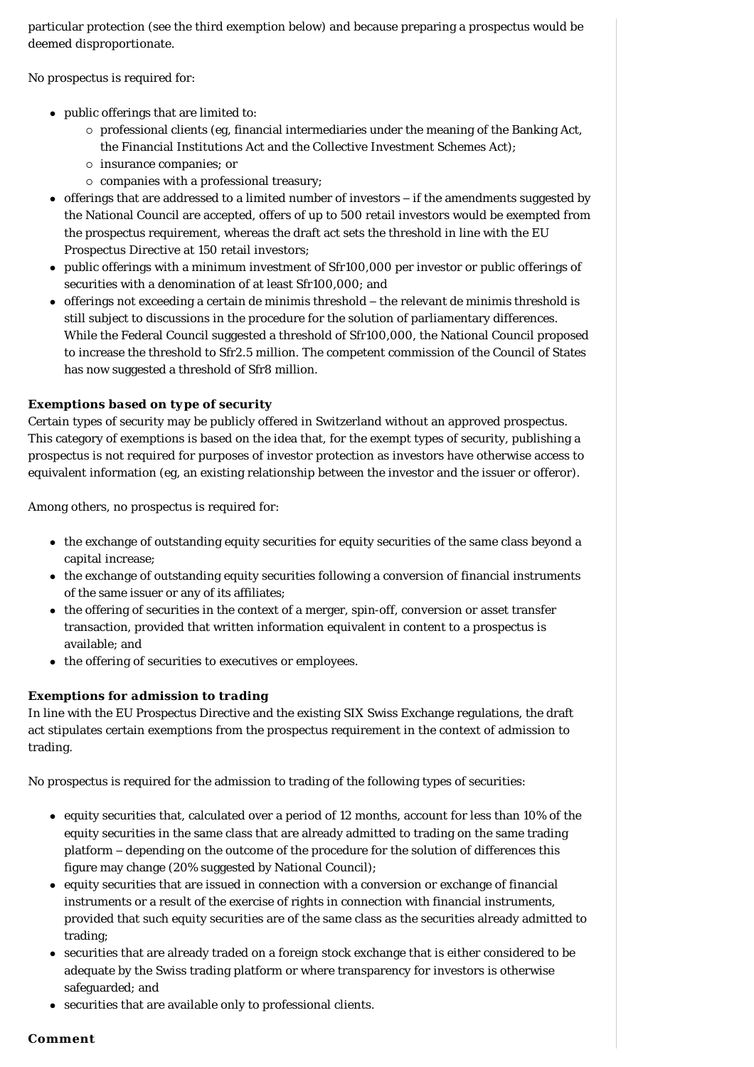particular protection (see the third exemption below) and because preparing a prospectus would be deemed disproportionate.

No prospectus is required for:

- public offerings that are limited to:
  - professional clients (eg, financial intermediaries under the meaning of the Banking Act, the Financial Institutions Act and the Collective Investment Schemes Act);
  - insurance companies; or
  - companies with a professional treasury;
- offerings that are addressed to a limited number of investors – if the amendments suggested by the National Council are accepted, offers of up to 500 retail investors would be exempted from the prospectus requirement, whereas the draft act sets the threshold in line with the EU Prospectus Directive at 150 retail investors;
- public offerings with a minimum investment of Sfr100,000 per investor or public offerings of securities with a denomination of at least Sfr100,000; and
- offerings not exceeding a certain de minimis threshold – the relevant de minimis threshold is still subject to discussions in the procedure for the solution of parliamentary differences. While the Federal Council suggested a threshold of Sfr100,000, the National Council proposed to increase the threshold to Sfr2.5 million. The competent commission of the Council of States has now suggested a threshold of Sfr8 million.

**Exemptions based on type of security**

Certain types of security may be publicly offered in Switzerland without an approved prospectus. This category of exemptions is based on the idea that, for the exempt types of security, publishing a prospectus is not required for purposes of investor protection as investors have otherwise access to equivalent information (eg, an existing relationship between the investor and the issuer or offeror).

Among others, no prospectus is required for:

- the exchange of outstanding equity securities for equity securities of the same class beyond a capital increase;
- the exchange of outstanding equity securities following a conversion of financial instruments of the same issuer or any of its affiliates;
- the offering of securities in the context of a merger, spin-off, conversion or asset transfer transaction, provided that written information equivalent in content to a prospectus is available; and
- the offering of securities to executives or employees.

**Exemptions for admission to trading**

In line with the EU Prospectus Directive and the existing SIX Swiss Exchange regulations, the draft act stipulates certain exemptions from the prospectus requirement in the context of admission to trading.

No prospectus is required for the admission to trading of the following types of securities:

- equity securities that, calculated over a period of 12 months, account for less than 10% of the equity securities in the same class that are already admitted to trading on the same trading platform – depending on the outcome of the procedure for the solution of differences this figure may change (20% suggested by National Council);
- equity securities that are issued in connection with a conversion or exchange of financial instruments or a result of the exercise of rights in connection with financial instruments, provided that such equity securities are of the same class as the securities already admitted to trading;
- securities that are already traded on a foreign stock exchange that is either considered to be adequate by the Swiss trading platform or where transparency for investors is otherwise safeguarded; and
- securities that are available only to professional clients.

**Comment**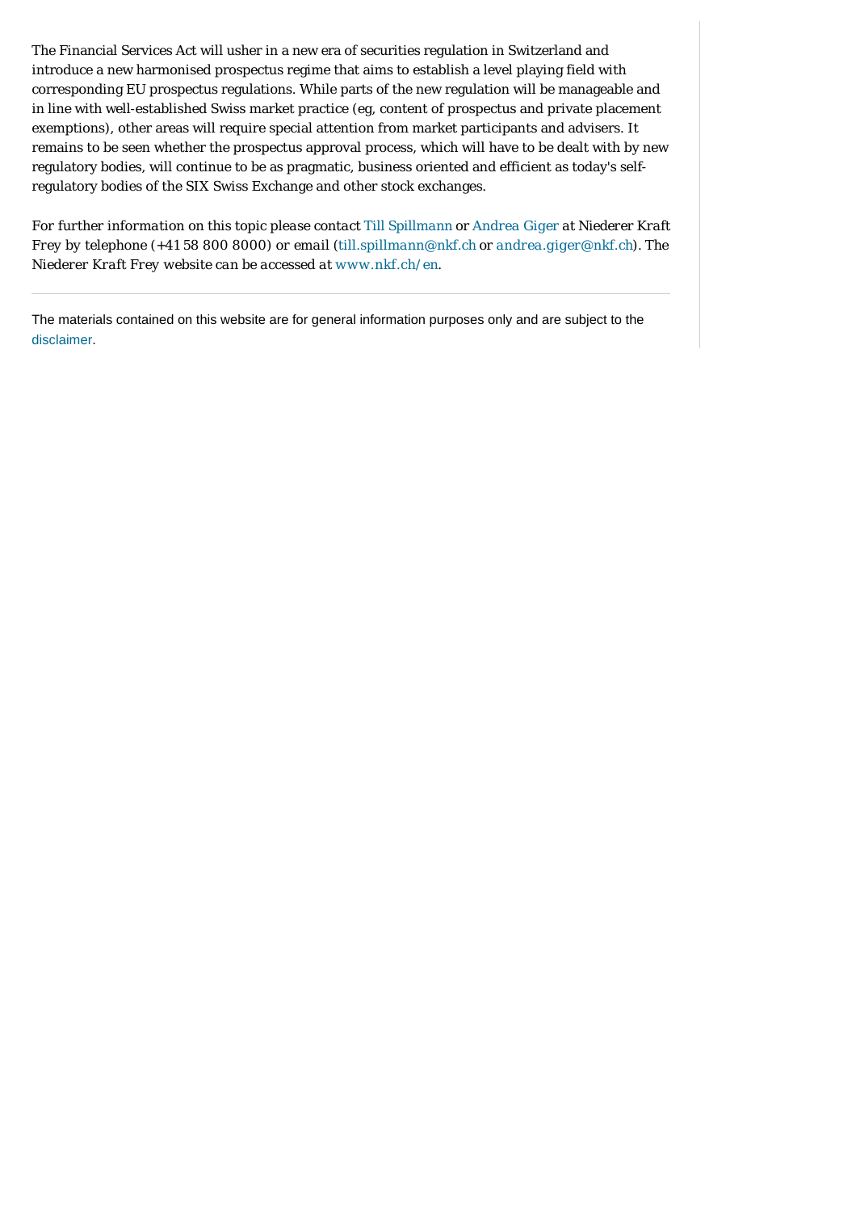The Financial Services Act will usher in a new era of securities regulation in Switzerland and introduce a new harmonised prospectus regime that aims to establish a level playing field with corresponding EU prospectus regulations. While parts of the new regulation will be manageable and in line with well-established Swiss market practice (eg, content of prospectus and private placement exemptions), other areas will require special attention from market participants and advisers. It remains to be seen whether the prospectus approval process, which will have to be dealt with by new regulatory bodies, will continue to be as pragmatic, business oriented and efficient as today's self-regulatory bodies of the SIX Swiss Exchange and other stock exchanges.

*For further information on this topic please contact* Till Spillmann *or* Andrea Giger *at Niederer Kraft Frey by telephone (+41 58 800 8000) or email (*till.spillmann@nkf.ch *or* andrea.giger@nkf.ch*). The Niederer Kraft Frey website can be accessed at* www.nkf.ch/en.

---

The materials contained on this website are for general information purposes only and are subject to the disclaimer.